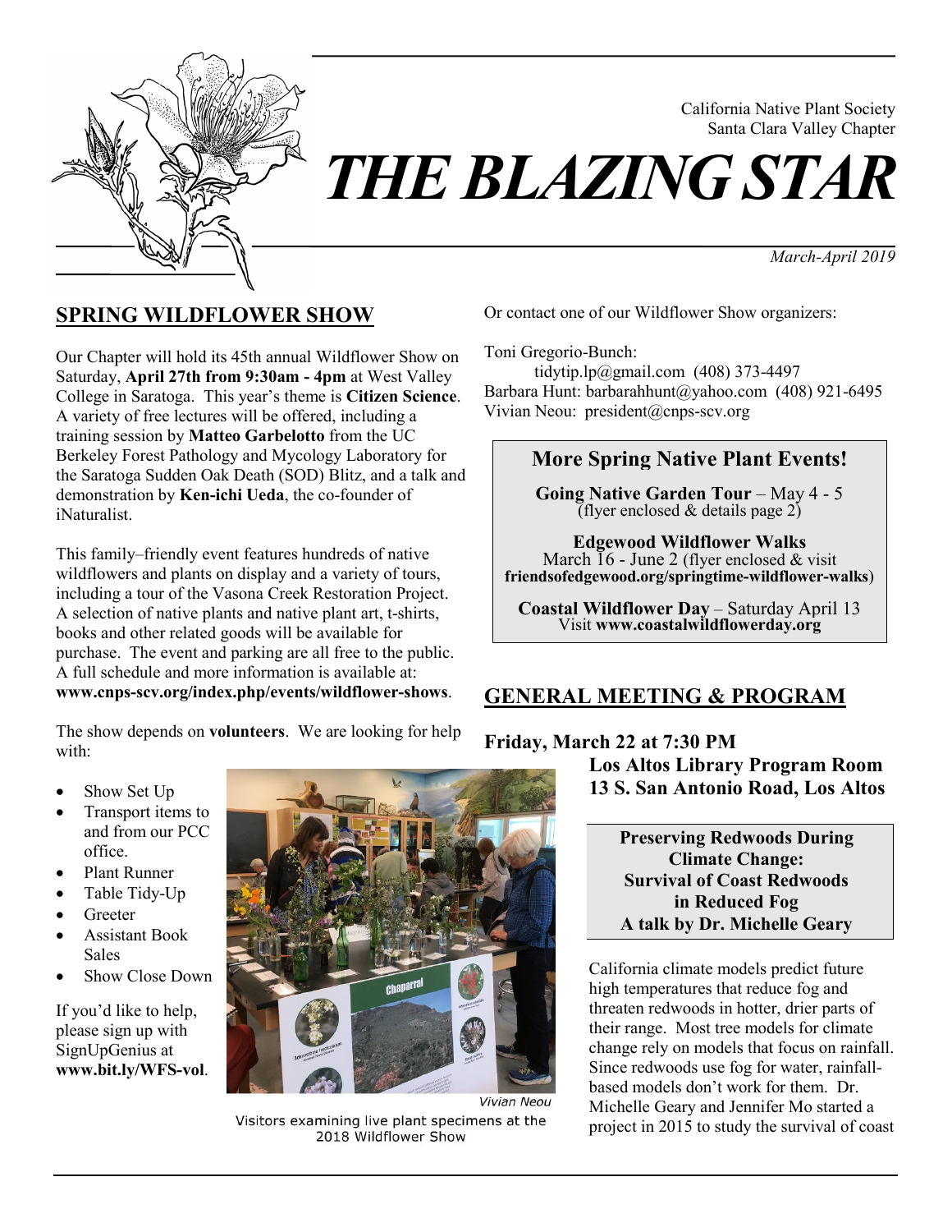California Native Plant Society
Santa Clara Valley Chapter

# THE BLAZING STAR

*March-April 2019*

## SPRING WILDFLOWER SHOW

Our Chapter will hold its 45th annual Wildflower Show on Saturday, **April 27th from 9:30am - 4pm** at West Valley College in Saratoga. This year's theme is **Citizen Science**. A variety of free lectures will be offered, including a training session by **Matteo Garbelotto** from the UC Berkeley Forest Pathology and Mycology Laboratory for the Saratoga Sudden Oak Death (SOD) Blitz, and a talk and demonstration by **Ken-ichi Ueda**, the co-founder of iNaturalist.

This family–friendly event features hundreds of native wildflowers and plants on display and a variety of tours, including a tour of the Vasona Creek Restoration Project. A selection of native plants and native plant art, t-shirts, books and other related goods will be available for purchase. The event and parking are all free to the public. A full schedule and more information is available at: **www.cnps-scv.org/index.php/events/wildflower-shows**.

The show depends on **volunteers**. We are looking for help with:

- Show Set Up
- Transport items to and from our PCC office.
- Plant Runner
- Table Tidy-Up
- Greeter
- Assistant Book Sales
- Show Close Down

If you'd like to help, please sign up with SignUpGenius at **www.bit.ly/WFS-vol**.

Vivian Neou

Visitors examining live plant specimens at the 2018 Wildflower Show

Or contact one of our Wildflower Show organizers:

Toni Gregorio-Bunch:
tidytip.lp@gmail.com (408) 373-4497
Barbara Hunt: barbarahhunt@yahoo.com (408) 921-6495
Vivian Neou: president@cnps-scv.org

### More Spring Native Plant Events!

**Going Native Garden Tour** – May 4 - 5
(flyer enclosed & details page 2)

**Edgewood Wildflower Walks**
March 16 - June 2 (flyer enclosed & visit **friendsofedgewood.org/springtime-wildflower-walks**)

**Coastal Wildflower Day** – Saturday April 13
Visit **www.coastalwildflowerday.org**

## GENERAL MEETING & PROGRAM

**Friday, March 22 at 7:30 PM**
**Los Altos Library Program Room**
**13 S. San Antonio Road, Los Altos**

**Preserving Redwoods During Climate Change: Survival of Coast Redwoods in Reduced Fog**
**A talk by Dr. Michelle Geary**

California climate models predict future high temperatures that reduce fog and threaten redwoods in hotter, drier parts of their range. Most tree models for climate change rely on models that focus on rainfall. Since redwoods use fog for water, rainfall-based models don't work for them. Dr. Michelle Geary and Jennifer Mo started a project in 2015 to study the survival of coast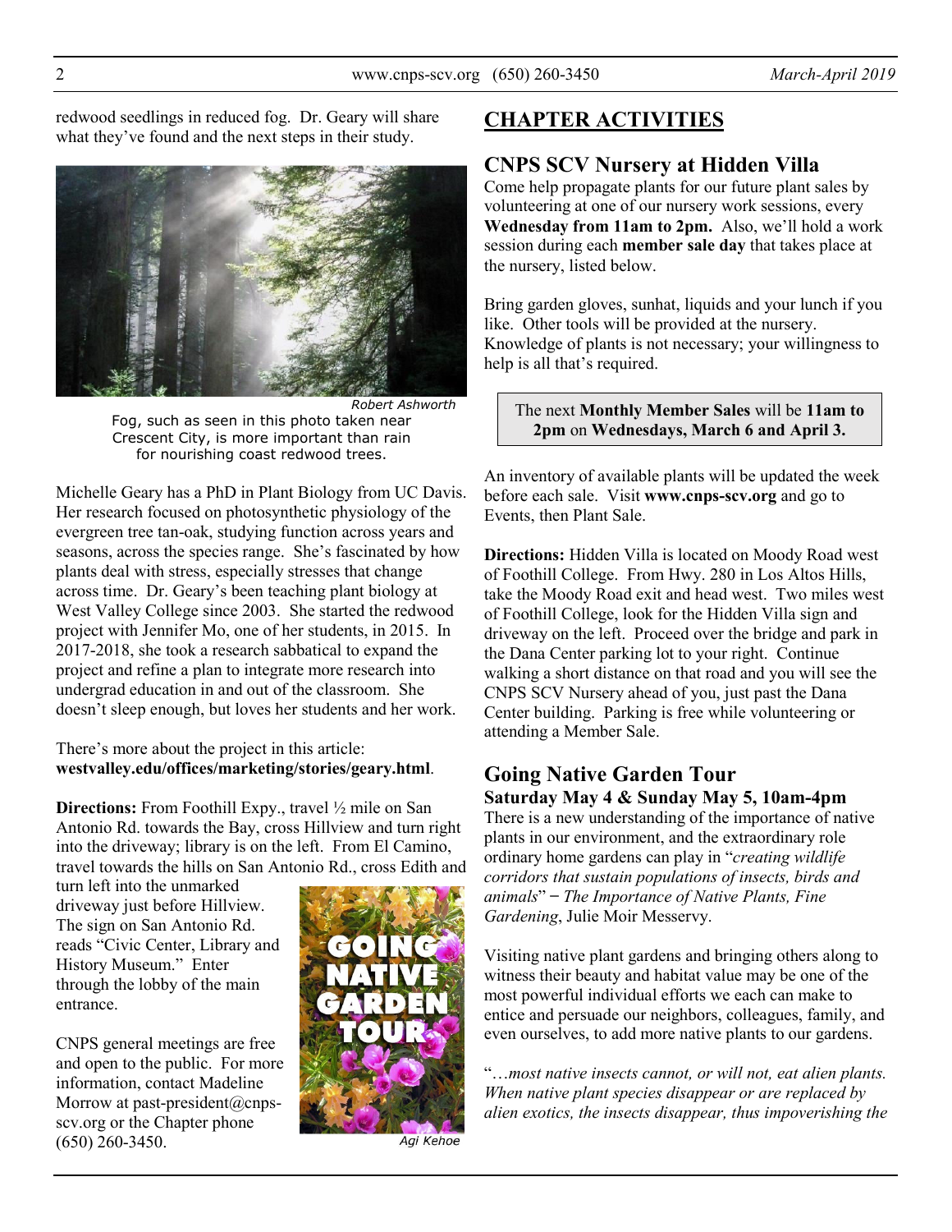redwood seedlings in reduced fog. Dr. Geary will share what they've found and the next steps in their study.

Robert Ashworth

Fog, such as seen in this photo taken near Crescent City, is more important than rain for nourishing coast redwood trees.

Michelle Geary has a PhD in Plant Biology from UC Davis. Her research focused on photosynthetic physiology of the evergreen tree tan-oak, studying function across years and seasons, across the species range. She's fascinated by how plants deal with stress, especially stresses that change across time. Dr. Geary's been teaching plant biology at West Valley College since 2003. She started the redwood project with Jennifer Mo, one of her students, in 2015. In 2017-2018, she took a research sabbatical to expand the project and refine a plan to integrate more research into undergrad education in and out of the classroom. She doesn't sleep enough, but loves her students and her work.

There's more about the project in this article: **westvalley.edu/offices/marketing/stories/geary.html**.

**Directions:** From Foothill Expy., travel ½ mile on San Antonio Rd. towards the Bay, cross Hillview and turn right into the driveway; library is on the left. From El Camino, travel towards the hills on San Antonio Rd., cross Edith and turn left into the unmarked driveway just before Hillview. The sign on San Antonio Rd. reads "Civic Center, Library and History Museum." Enter through the lobby of the main entrance.

CNPS general meetings are free and open to the public. For more information, contact Madeline Morrow at past-president@cnps-scv.org or the Chapter phone (650) 260-3450.

Agi Kehoe

## CHAPTER ACTIVITIES

### CNPS SCV Nursery at Hidden Villa

Come help propagate plants for our future plant sales by volunteering at one of our nursery work sessions, every **Wednesday from 11am to 2pm.** Also, we'll hold a work session during each **member sale day** that takes place at the nursery, listed below.

Bring garden gloves, sunhat, liquids and your lunch if you like. Other tools will be provided at the nursery. Knowledge of plants is not necessary; your willingness to help is all that's required.

The next **Monthly Member Sales** will be **11am to 2pm** on **Wednesdays, March 6 and April 3.**

An inventory of available plants will be updated the week before each sale. Visit **www.cnps-scv.org** and go to Events, then Plant Sale.

**Directions:** Hidden Villa is located on Moody Road west of Foothill College. From Hwy. 280 in Los Altos Hills, take the Moody Road exit and head west. Two miles west of Foothill College, look for the Hidden Villa sign and driveway on the left. Proceed over the bridge and park in the Dana Center parking lot to your right. Continue walking a short distance on that road and you will see the CNPS SCV Nursery ahead of you, just past the Dana Center building. Parking is free while volunteering or attending a Member Sale.

### Going Native Garden Tour

**Saturday May 4 & Sunday May 5, 10am-4pm**

There is a new understanding of the importance of native plants in our environment, and the extraordinary role ordinary home gardens can play in "*creating wildlife corridors that sustain populations of insects, birds and animals*" – *The Importance of Native Plants, Fine Gardening*, Julie Moir Messervy.

Visiting native plant gardens and bringing others along to witness their beauty and habitat value may be one of the most powerful individual efforts we each can make to entice and persuade our neighbors, colleagues, family, and even ourselves, to add more native plants to our gardens.

"…*most native insects cannot, or will not, eat alien plants. When native plant species disappear or are replaced by alien exotics, the insects disappear, thus impoverishing the*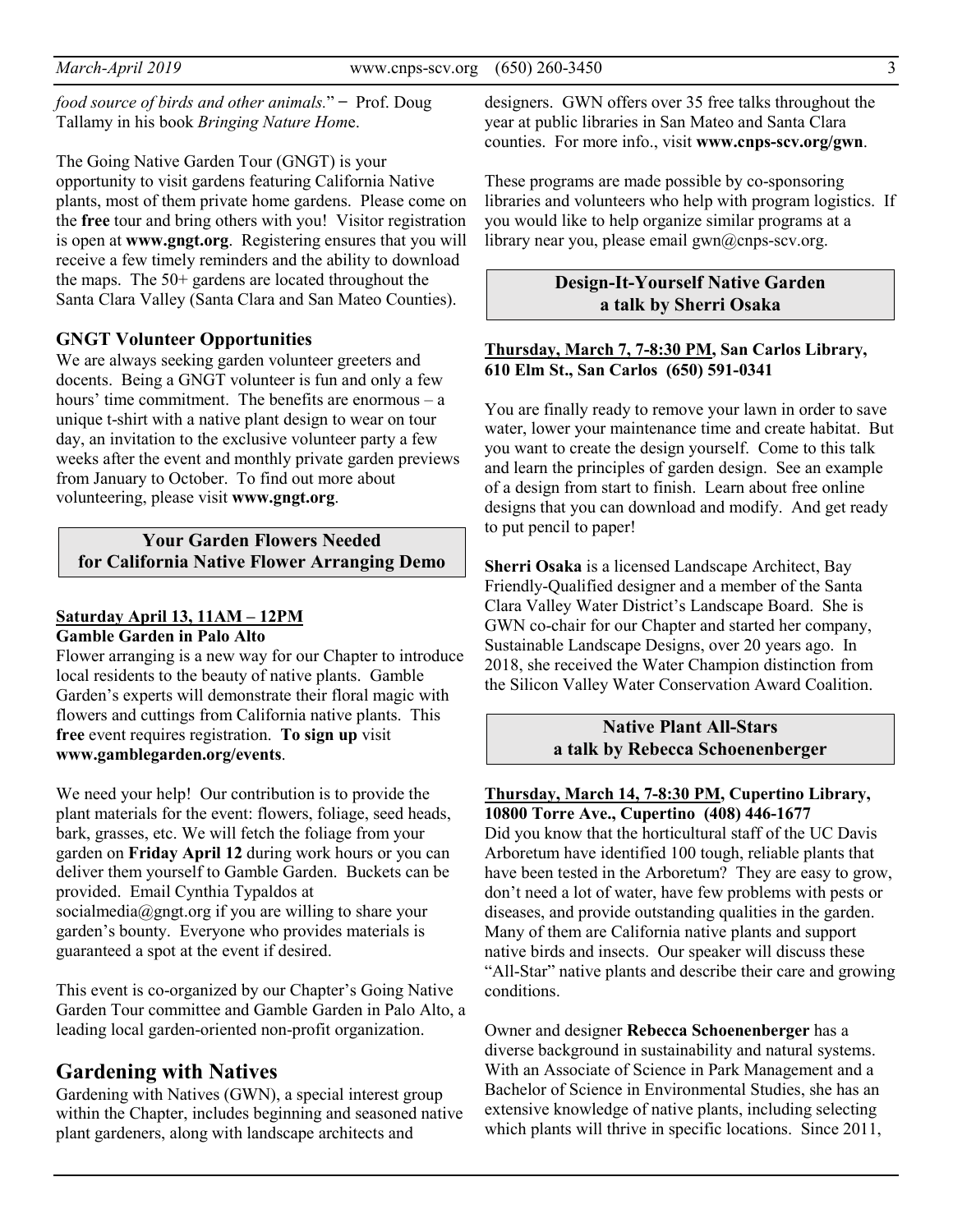*food source of birds and other animals.*" − Prof. Doug Tallamy in his book *Bringing Nature Home*.

The Going Native Garden Tour (GNGT) is your opportunity to visit gardens featuring California Native plants, most of them private home gardens. Please come on the **free** tour and bring others with you! Visitor registration is open at **www.gngt.org**. Registering ensures that you will receive a few timely reminders and the ability to download the maps. The 50+ gardens are located throughout the Santa Clara Valley (Santa Clara and San Mateo Counties).

### GNGT Volunteer Opportunities

We are always seeking garden volunteer greeters and docents. Being a GNGT volunteer is fun and only a few hours' time commitment. The benefits are enormous – a unique t-shirt with a native plant design to wear on tour day, an invitation to the exclusive volunteer party a few weeks after the event and monthly private garden previews from January to October. To find out more about volunteering, please visit **www.gngt.org**.

### Your Garden Flowers Needed for California Native Flower Arranging Demo

**Saturday April 13, 11AM – 12PM**
**Gamble Garden in Palo Alto**

Flower arranging is a new way for our Chapter to introduce local residents to the beauty of native plants. Gamble Garden's experts will demonstrate their floral magic with flowers and cuttings from California native plants. This **free** event requires registration. **To sign up** visit **www.gamblegarden.org/events**.

We need your help! Our contribution is to provide the plant materials for the event: flowers, foliage, seed heads, bark, grasses, etc. We will fetch the foliage from your garden on **Friday April 12** during work hours or you can deliver them yourself to Gamble Garden. Buckets can be provided. Email Cynthia Typaldos at socialmedia@gngt.org if you are willing to share your garden's bounty. Everyone who provides materials is guaranteed a spot at the event if desired.

This event is co-organized by our Chapter's Going Native Garden Tour committee and Gamble Garden in Palo Alto, a leading local garden-oriented non-profit organization.

## Gardening with Natives

Gardening with Natives (GWN), a special interest group within the Chapter, includes beginning and seasoned native plant gardeners, along with landscape architects and designers. GWN offers over 35 free talks throughout the year at public libraries in San Mateo and Santa Clara counties. For more info., visit **www.cnps-scv.org/gwn**.

These programs are made possible by co-sponsoring libraries and volunteers who help with program logistics. If you would like to help organize similar programs at a library near you, please email gwn@cnps-scv.org.

### Design-It-Yourself Native Garden a talk by Sherri Osaka

**Thursday, March 7, 7-8:30 PM, San Carlos Library, 610 Elm St., San Carlos (650) 591-0341**

You are finally ready to remove your lawn in order to save water, lower your maintenance time and create habitat. But you want to create the design yourself. Come to this talk and learn the principles of garden design. See an example of a design from start to finish. Learn about free online designs that you can download and modify. And get ready to put pencil to paper!

**Sherri Osaka** is a licensed Landscape Architect, Bay Friendly-Qualified designer and a member of the Santa Clara Valley Water District's Landscape Board. She is GWN co-chair for our Chapter and started her company, Sustainable Landscape Designs, over 20 years ago. In 2018, she received the Water Champion distinction from the Silicon Valley Water Conservation Award Coalition.

### Native Plant All-Stars a talk by Rebecca Schoenenberger

**Thursday, March 14, 7-8:30 PM, Cupertino Library, 10800 Torre Ave., Cupertino (408) 446-1677**

Did you know that the horticultural staff of the UC Davis Arboretum have identified 100 tough, reliable plants that have been tested in the Arboretum? They are easy to grow, don't need a lot of water, have few problems with pests or diseases, and provide outstanding qualities in the garden. Many of them are California native plants and support native birds and insects. Our speaker will discuss these "All-Star" native plants and describe their care and growing conditions.

Owner and designer **Rebecca Schoenenberger** has a diverse background in sustainability and natural systems. With an Associate of Science in Park Management and a Bachelor of Science in Environmental Studies, she has an extensive knowledge of native plants, including selecting which plants will thrive in specific locations. Since 2011,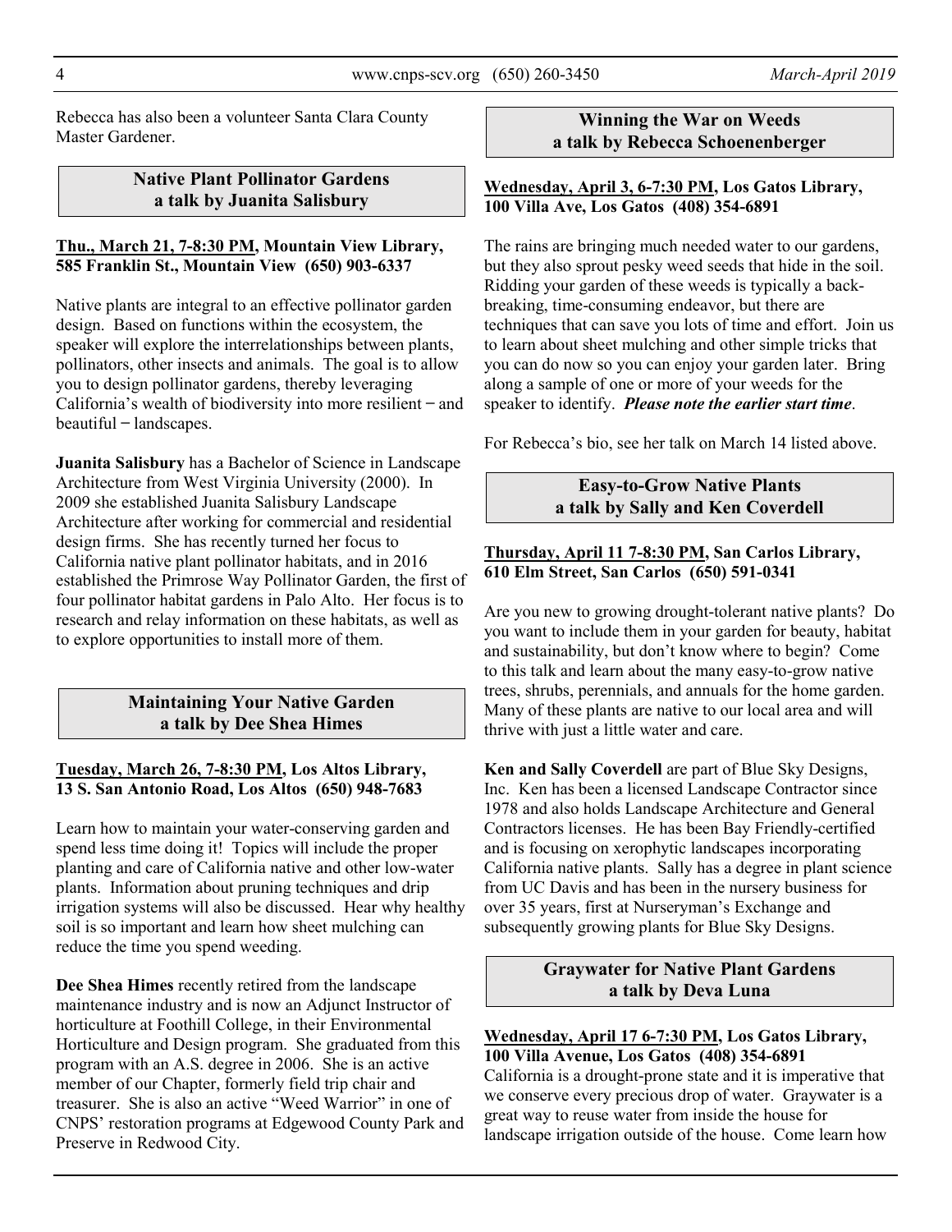Rebecca has also been a volunteer Santa Clara County Master Gardener.

## Native Plant Pollinator Gardens
## a talk by Juanita Salisbury

**Thu., March 21, 7-8:30 PM, Mountain View Library, 585 Franklin St., Mountain View (650) 903-6337**

Native plants are integral to an effective pollinator garden design. Based on functions within the ecosystem, the speaker will explore the interrelationships between plants, pollinators, other insects and animals. The goal is to allow you to design pollinator gardens, thereby leveraging California's wealth of biodiversity into more resilient – and beautiful – landscapes.

**Juanita Salisbury** has a Bachelor of Science in Landscape Architecture from West Virginia University (2000). In 2009 she established Juanita Salisbury Landscape Architecture after working for commercial and residential design firms. She has recently turned her focus to California native plant pollinator habitats, and in 2016 established the Primrose Way Pollinator Garden, the first of four pollinator habitat gardens in Palo Alto. Her focus is to research and relay information on these habitats, as well as to explore opportunities to install more of them.

## Maintaining Your Native Garden
## a talk by Dee Shea Himes

**Tuesday, March 26, 7-8:30 PM, Los Altos Library, 13 S. San Antonio Road, Los Altos (650) 948-7683**

Learn how to maintain your water-conserving garden and spend less time doing it! Topics will include the proper planting and care of California native and other low-water plants. Information about pruning techniques and drip irrigation systems will also be discussed. Hear why healthy soil is so important and learn how sheet mulching can reduce the time you spend weeding.

**Dee Shea Himes** recently retired from the landscape maintenance industry and is now an Adjunct Instructor of horticulture at Foothill College, in their Environmental Horticulture and Design program. She graduated from this program with an A.S. degree in 2006. She is an active member of our Chapter, formerly field trip chair and treasurer. She is also an active "Weed Warrior" in one of CNPS' restoration programs at Edgewood County Park and Preserve in Redwood City.

## Winning the War on Weeds
## a talk by Rebecca Schoenenberger

**Wednesday, April 3, 6-7:30 PM, Los Gatos Library, 100 Villa Ave, Los Gatos (408) 354-6891**

The rains are bringing much needed water to our gardens, but they also sprout pesky weed seeds that hide in the soil. Ridding your garden of these weeds is typically a back-breaking, time-consuming endeavor, but there are techniques that can save you lots of time and effort. Join us to learn about sheet mulching and other simple tricks that you can do now so you can enjoy your garden later. Bring along a sample of one or more of your weeds for the speaker to identify. ***Please note the earlier start time*.**

For Rebecca's bio, see her talk on March 14 listed above.

## Easy-to-Grow Native Plants
## a talk by Sally and Ken Coverdell

**Thursday, April 11 7-8:30 PM, San Carlos Library, 610 Elm Street, San Carlos (650) 591-0341**

Are you new to growing drought-tolerant native plants? Do you want to include them in your garden for beauty, habitat and sustainability, but don't know where to begin? Come to this talk and learn about the many easy-to-grow native trees, shrubs, perennials, and annuals for the home garden. Many of these plants are native to our local area and will thrive with just a little water and care.

**Ken and Sally Coverdell** are part of Blue Sky Designs, Inc. Ken has been a licensed Landscape Contractor since 1978 and also holds Landscape Architecture and General Contractors licenses. He has been Bay Friendly-certified and is focusing on xerophytic landscapes incorporating California native plants. Sally has a degree in plant science from UC Davis and has been in the nursery business for over 35 years, first at Nurseryman's Exchange and subsequently growing plants for Blue Sky Designs.

## Graywater for Native Plant Gardens
## a talk by Deva Luna

**Wednesday, April 17 6-7:30 PM, Los Gatos Library, 100 Villa Avenue, Los Gatos (408) 354-6891**

California is a drought-prone state and it is imperative that we conserve every precious drop of water. Graywater is a great way to reuse water from inside the house for landscape irrigation outside of the house. Come learn how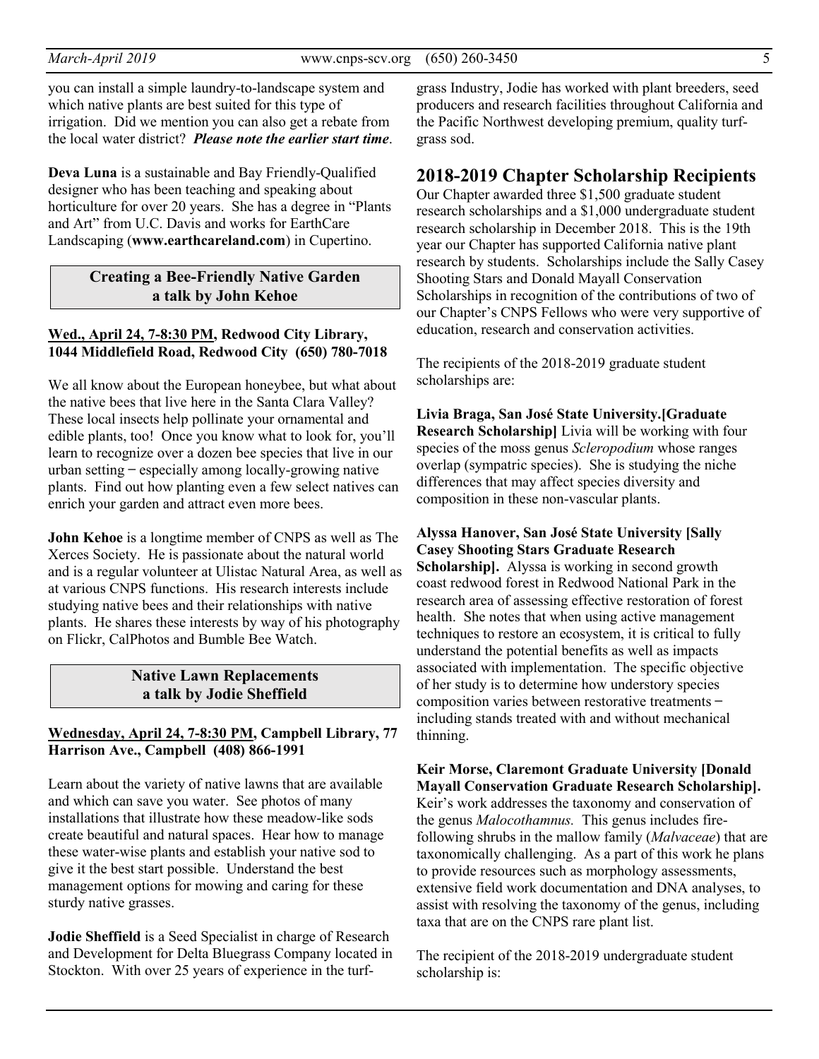you can install a simple laundry-to-landscape system and which native plants are best suited for this type of irrigation. Did we mention you can also get a rebate from the local water district? ***Please note the earlier start time***.

**Deva Luna** is a sustainable and Bay Friendly-Qualified designer who has been teaching and speaking about horticulture for over 20 years. She has a degree in "Plants and Art" from U.C. Davis and works for EarthCare Landscaping (**www.earthcareland.com**) in Cupertino.

### Creating a Bee-Friendly Native Garden a talk by John Kehoe

**Wed., April 24, 7-8:30 PM, Redwood City Library, 1044 Middlefield Road, Redwood City (650) 780-7018**

We all know about the European honeybee, but what about the native bees that live here in the Santa Clara Valley? These local insects help pollinate your ornamental and edible plants, too! Once you know what to look for, you'll learn to recognize over a dozen bee species that live in our urban setting – especially among locally-growing native plants. Find out how planting even a few select natives can enrich your garden and attract even more bees.

**John Kehoe** is a longtime member of CNPS as well as The Xerces Society. He is passionate about the natural world and is a regular volunteer at Ulistac Natural Area, as well as at various CNPS functions. His research interests include studying native bees and their relationships with native plants. He shares these interests by way of his photography on Flickr, CalPhotos and Bumble Bee Watch.

### Native Lawn Replacements a talk by Jodie Sheffield

**Wednesday, April 24, 7-8:30 PM, Campbell Library, 77 Harrison Ave., Campbell (408) 866-1991**

Learn about the variety of native lawns that are available and which can save you water. See photos of many installations that illustrate how these meadow-like sods create beautiful and natural spaces. Hear how to manage these water-wise plants and establish your native sod to give it the best start possible. Understand the best management options for mowing and caring for these sturdy native grasses.

**Jodie Sheffield** is a Seed Specialist in charge of Research and Development for Delta Bluegrass Company located in Stockton. With over 25 years of experience in the turfgrass Industry, Jodie has worked with plant breeders, seed producers and research facilities throughout California and the Pacific Northwest developing premium, quality turfgrass sod.

## 2018-2019 Chapter Scholarship Recipients

Our Chapter awarded three $1,500 graduate student research scholarships and a $1,000 undergraduate student research scholarship in December 2018. This is the 19th year our Chapter has supported California native plant research by students. Scholarships include the Sally Casey Shooting Stars and Donald Mayall Conservation Scholarships in recognition of the contributions of two of our Chapter's CNPS Fellows who were very supportive of education, research and conservation activities.

The recipients of the 2018-2019 graduate student scholarships are:

**Livia Braga, San José State University.[Graduate Research Scholarship]** Livia will be working with four species of the moss genus *Scleropodium* whose ranges overlap (sympatric species). She is studying the niche differences that may affect species diversity and composition in these non-vascular plants.

**Alyssa Hanover, San José State University [Sally Casey Shooting Stars Graduate Research Scholarship].** Alyssa is working in second growth coast redwood forest in Redwood National Park in the research area of assessing effective restoration of forest health. She notes that when using active management techniques to restore an ecosystem, it is critical to fully understand the potential benefits as well as impacts associated with implementation. The specific objective of her study is to determine how understory species composition varies between restorative treatments – including stands treated with and without mechanical thinning.

**Keir Morse, Claremont Graduate University [Donald Mayall Conservation Graduate Research Scholarship].** Keir's work addresses the taxonomy and conservation of the genus *Malocothamnus.* This genus includes fire-following shrubs in the mallow family (*Malvaceae*) that are taxonomically challenging. As a part of this work he plans to provide resources such as morphology assessments, extensive field work documentation and DNA analyses, to assist with resolving the taxonomy of the genus, including taxa that are on the CNPS rare plant list.

The recipient of the 2018-2019 undergraduate student scholarship is: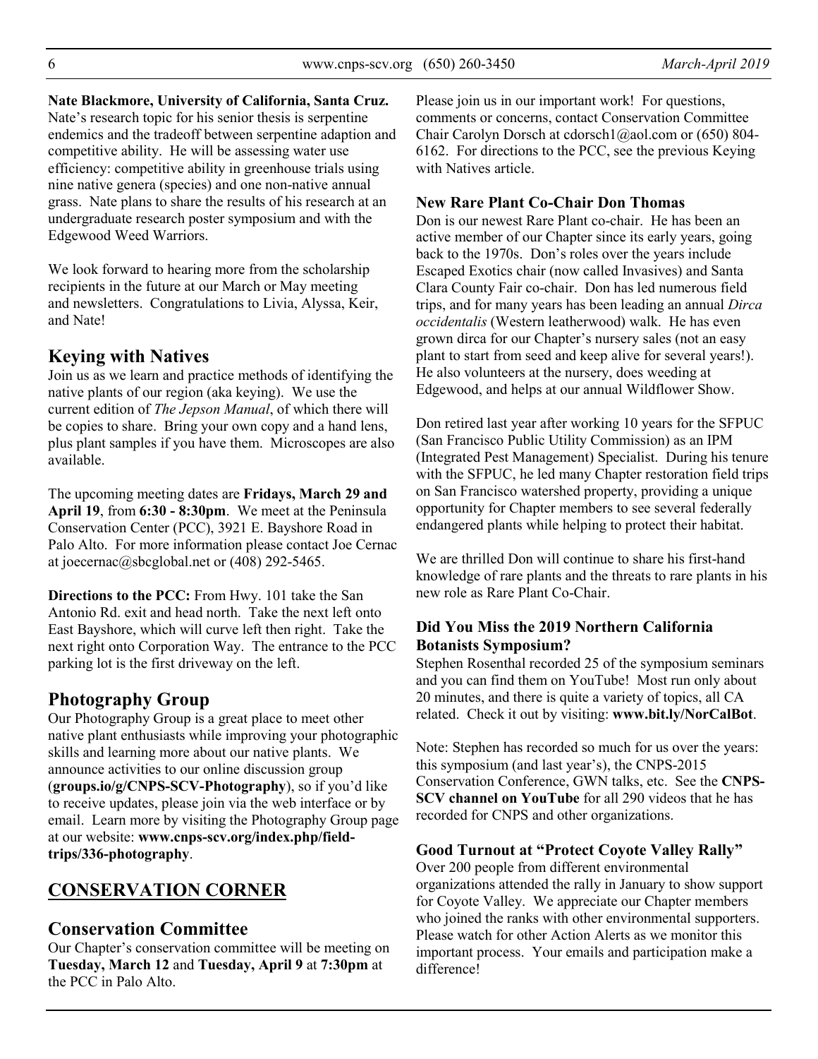**Nate Blackmore, University of California, Santa Cruz.** Nate's research topic for his senior thesis is serpentine endemics and the tradeoff between serpentine adaption and competitive ability. He will be assessing water use efficiency: competitive ability in greenhouse trials using nine native genera (species) and one non-native annual grass. Nate plans to share the results of his research at an undergraduate research poster symposium and with the Edgewood Weed Warriors.

We look forward to hearing more from the scholarship recipients in the future at our March or May meeting and newsletters. Congratulations to Livia, Alyssa, Keir, and Nate!

## Keying with Natives

Join us as we learn and practice methods of identifying the native plants of our region (aka keying). We use the current edition of *The Jepson Manual*, of which there will be copies to share. Bring your own copy and a hand lens, plus plant samples if you have them. Microscopes are also available.

The upcoming meeting dates are **Fridays, March 29 and April 19**, from **6:30 - 8:30pm**. We meet at the Peninsula Conservation Center (PCC), 3921 E. Bayshore Road in Palo Alto. For more information please contact Joe Cernac at joecernac@sbcglobal.net or (408) 292-5465.

**Directions to the PCC:** From Hwy. 101 take the San Antonio Rd. exit and head north. Take the next left onto East Bayshore, which will curve left then right. Take the next right onto Corporation Way. The entrance to the PCC parking lot is the first driveway on the left.

## Photography Group

Our Photography Group is a great place to meet other native plant enthusiasts while improving your photographic skills and learning more about our native plants. We announce activities to our online discussion group (**groups.io/g/CNPS-SCV-Photography**), so if you'd like to receive updates, please join via the web interface or by email. Learn more by visiting the Photography Group page at our website: **www.cnps-scv.org/index.php/field-trips/336-photography**.

## CONSERVATION CORNER

## Conservation Committee

Our Chapter's conservation committee will be meeting on **Tuesday, March 12** and **Tuesday, April 9** at **7:30pm** at the PCC in Palo Alto.

Please join us in our important work! For questions, comments or concerns, contact Conservation Committee Chair Carolyn Dorsch at cdorsch1@aol.com or (650) 804-6162. For directions to the PCC, see the previous Keying with Natives article.

### New Rare Plant Co-Chair Don Thomas

Don is our newest Rare Plant co-chair. He has been an active member of our Chapter since its early years, going back to the 1970s. Don's roles over the years include Escaped Exotics chair (now called Invasives) and Santa Clara County Fair co-chair. Don has led numerous field trips, and for many years has been leading an annual *Dirca occidentalis* (Western leatherwood) walk. He has even grown dirca for our Chapter's nursery sales (not an easy plant to start from seed and keep alive for several years!). He also volunteers at the nursery, does weeding at Edgewood, and helps at our annual Wildflower Show.

Don retired last year after working 10 years for the SFPUC (San Francisco Public Utility Commission) as an IPM (Integrated Pest Management) Specialist. During his tenure with the SFPUC, he led many Chapter restoration field trips on San Francisco watershed property, providing a unique opportunity for Chapter members to see several federally endangered plants while helping to protect their habitat.

We are thrilled Don will continue to share his first-hand knowledge of rare plants and the threats to rare plants in his new role as Rare Plant Co-Chair.

### Did You Miss the 2019 Northern California Botanists Symposium?

Stephen Rosenthal recorded 25 of the symposium seminars and you can find them on YouTube! Most run only about 20 minutes, and there is quite a variety of topics, all CA related. Check it out by visiting: **www.bit.ly/NorCalBot**.

Note: Stephen has recorded so much for us over the years: this symposium (and last year's), the CNPS-2015 Conservation Conference, GWN talks, etc. See the **CNPS-SCV channel on YouTube** for all 290 videos that he has recorded for CNPS and other organizations.

### Good Turnout at "Protect Coyote Valley Rally"

Over 200 people from different environmental organizations attended the rally in January to show support for Coyote Valley. We appreciate our Chapter members who joined the ranks with other environmental supporters. Please watch for other Action Alerts as we monitor this important process. Your emails and participation make a difference!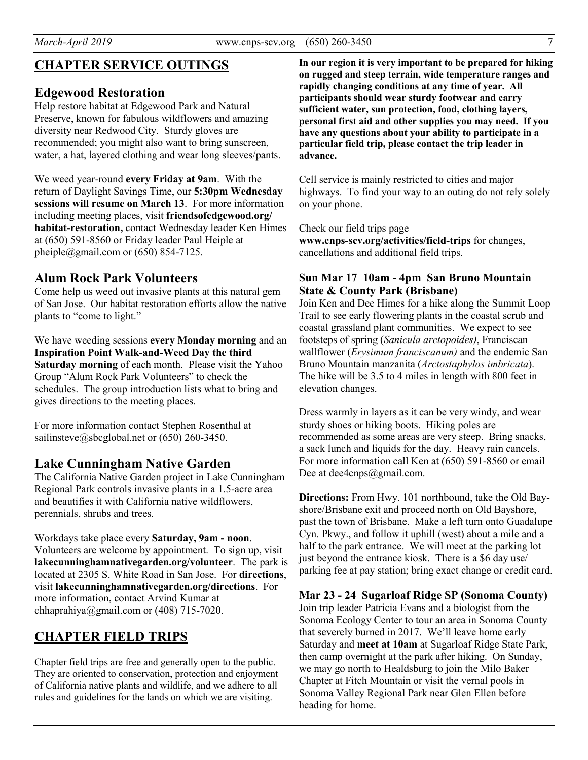## CHAPTER SERVICE OUTINGS

### Edgewood Restoration

Help restore habitat at Edgewood Park and Natural Preserve, known for fabulous wildflowers and amazing diversity near Redwood City. Sturdy gloves are recommended; you might also want to bring sunscreen, water, a hat, layered clothing and wear long sleeves/pants.

We weed year-round **every Friday at 9am**. With the return of Daylight Savings Time, our **5:30pm Wednesday sessions will resume on March 13**. For more information including meeting places, visit **friendsofedgewood.org/habitat-restoration,** contact Wednesday leader Ken Himes at (650) 591-8560 or Friday leader Paul Heiple at pheiple@gmail.com or (650) 854-7125.

### Alum Rock Park Volunteers

Come help us weed out invasive plants at this natural gem of San Jose. Our habitat restoration efforts allow the native plants to "come to light."

We have weeding sessions **every Monday morning** and an **Inspiration Point Walk-and-Weed Day the third Saturday morning** of each month. Please visit the Yahoo Group "Alum Rock Park Volunteers" to check the schedules. The group introduction lists what to bring and gives directions to the meeting places.

For more information contact Stephen Rosenthal at sailinsteve@sbcglobal.net or (650) 260-3450.

### Lake Cunningham Native Garden

The California Native Garden project in Lake Cunningham Regional Park controls invasive plants in a 1.5-acre area and beautifies it with California native wildflowers, perennials, shrubs and trees.

Workdays take place every **Saturday, 9am - noon**. Volunteers are welcome by appointment. To sign up, visit **lakecunninghamnativegarden.org/volunteer**. The park is located at 2305 S. White Road in San Jose. For **directions**, visit **lakecunninghamnativegarden.org/directions**. For more information, contact Arvind Kumar at chhaprahiya@gmail.com or (408) 715-7020.

## CHAPTER FIELD TRIPS

Chapter field trips are free and generally open to the public. They are oriented to conservation, protection and enjoyment of California native plants and wildlife, and we adhere to all rules and guidelines for the lands on which we are visiting.

**In our region it is very important to be prepared for hiking on rugged and steep terrain, wide temperature ranges and rapidly changing conditions at any time of year. All participants should wear sturdy footwear and carry sufficient water, sun protection, food, clothing layers, personal first aid and other supplies you may need. If you have any questions about your ability to participate in a particular field trip, please contact the trip leader in advance.**

Cell service is mainly restricted to cities and major highways. To find your way to an outing do not rely solely on your phone.

Check our field trips page **www.cnps-scv.org/activities/field-trips** for changes, cancellations and additional field trips.

#### Sun Mar 17 10am - 4pm San Bruno Mountain State & County Park (Brisbane)

Join Ken and Dee Himes for a hike along the Summit Loop Trail to see early flowering plants in the coastal scrub and coastal grassland plant communities. We expect to see footsteps of spring (*Sanicula arctopoides)*, Franciscan wallflower (*Erysimum franciscanum)* and the endemic San Bruno Mountain manzanita (*Arctostaphylos imbricata*). The hike will be 3.5 to 4 miles in length with 800 feet in elevation changes.

Dress warmly in layers as it can be very windy, and wear sturdy shoes or hiking boots. Hiking poles are recommended as some areas are very steep. Bring snacks, a sack lunch and liquids for the day. Heavy rain cancels. For more information call Ken at (650) 591-8560 or email Dee at dee4cnps@gmail.com.

**Directions:** From Hwy. 101 northbound, take the Old Bayshore/Brisbane exit and proceed north on Old Bayshore, past the town of Brisbane. Make a left turn onto Guadalupe Cyn. Pkwy., and follow it uphill (west) about a mile and a half to the park entrance. We will meet at the parking lot just beyond the entrance kiosk. There is a $6 day use/parking fee at pay station; bring exact change or credit card.

#### Mar 23 - 24 Sugarloaf Ridge SP (Sonoma County)

Join trip leader Patricia Evans and a biologist from the Sonoma Ecology Center to tour an area in Sonoma County that severely burned in 2017. We'll leave home early Saturday and **meet at 10am** at Sugarloaf Ridge State Park, then camp overnight at the park after hiking. On Sunday, we may go north to Healdsburg to join the Milo Baker Chapter at Fitch Mountain or visit the vernal pools in Sonoma Valley Regional Park near Glen Ellen before heading for home.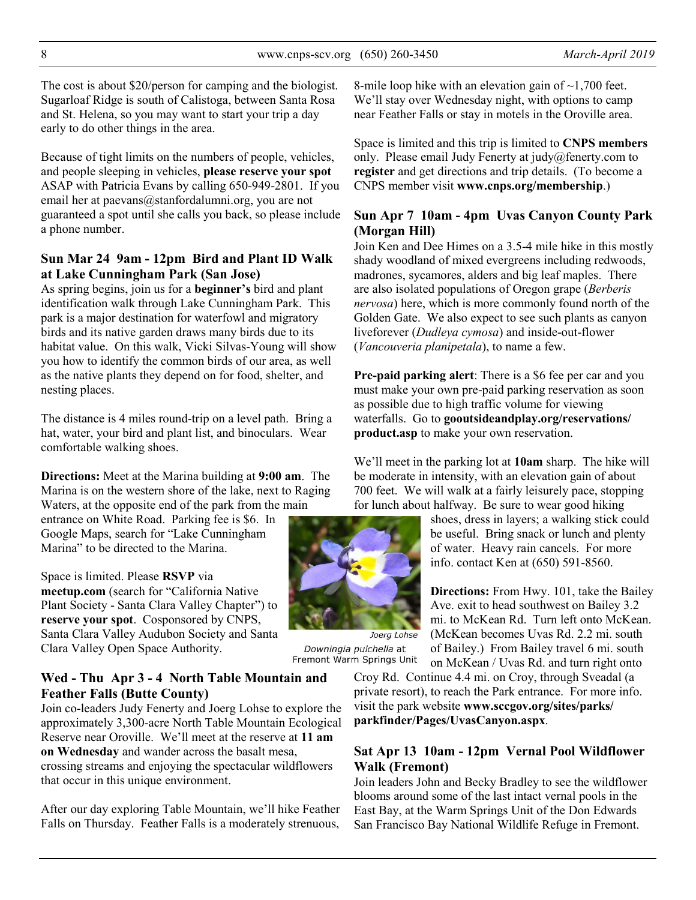The cost is about $20/person for camping and the biologist. Sugarloaf Ridge is south of Calistoga, between Santa Rosa and St. Helena, so you may want to start your trip a day early to do other things in the area.

Because of tight limits on the numbers of people, vehicles, and people sleeping in vehicles, **please reserve your spot** ASAP with Patricia Evans by calling 650-949-2801. If you email her at paevans@stanfordalumni.org, you are not guaranteed a spot until she calls you back, so please include a phone number.

### Sun Mar 24 9am - 12pm Bird and Plant ID Walk at Lake Cunningham Park (San Jose)

As spring begins, join us for a **beginner's** bird and plant identification walk through Lake Cunningham Park. This park is a major destination for waterfowl and migratory birds and its native garden draws many birds due to its habitat value. On this walk, Vicki Silvas-Young will show you how to identify the common birds of our area, as well as the native plants they depend on for food, shelter, and nesting places.

The distance is 4 miles round-trip on a level path. Bring a hat, water, your bird and plant list, and binoculars. Wear comfortable walking shoes.

**Directions:** Meet at the Marina building at **9:00 am**. The Marina is on the western shore of the lake, next to Raging Waters, at the opposite end of the park from the main entrance on White Road. Parking fee is $6. In Google Maps, search for "Lake Cunningham Marina" to be directed to the Marina.

Space is limited. Please **RSVP** via **meetup.com** (search for "California Native Plant Society - Santa Clara Valley Chapter") to **reserve your spot**. Cosponsored by CNPS, Santa Clara Valley Audubon Society and Santa Clara Valley Open Space Authority.

### Wed - Thu Apr 3 - 4 North Table Mountain and Feather Falls (Butte County)

Join co-leaders Judy Fenerty and Joerg Lohse to explore the approximately 3,300-acre North Table Mountain Ecological Reserve near Oroville. We'll meet at the reserve at **11 am on Wednesday** and wander across the basalt mesa, crossing streams and enjoying the spectacular wildflowers that occur in this unique environment.

After our day exploring Table Mountain, we'll hike Feather Falls on Thursday. Feather Falls is a moderately strenuous, 8-mile loop hike with an elevation gain of ~1,700 feet. We'll stay over Wednesday night, with options to camp near Feather Falls or stay in motels in the Oroville area.

Space is limited and this trip is limited to **CNPS members** only. Please email Judy Fenerty at judy@fenerty.com to **register** and get directions and trip details. (To become a CNPS member visit **www.cnps.org/membership**.)

### Sun Apr 7 10am - 4pm Uvas Canyon County Park (Morgan Hill)

Join Ken and Dee Himes on a 3.5-4 mile hike in this mostly shady woodland of mixed evergreens including redwoods, madrones, sycamores, alders and big leaf maples. There are also isolated populations of Oregon grape (*Berberis nervosa*) here, which is more commonly found north of the Golden Gate. We also expect to see such plants as canyon liveforever (*Dudleya cymosa*) and inside-out-flower (*Vancouveria planipetala*), to name a few.

**Pre-paid parking alert**: There is a $6 fee per car and you must make your own pre-paid parking reservation as soon as possible due to high traffic volume for viewing waterfalls. Go to **gooutsideandplay.org/reservations/product.asp** to make your own reservation.

We'll meet in the parking lot at **10am** sharp. The hike will be moderate in intensity, with an elevation gain of about 700 feet. We will walk at a fairly leisurely pace, stopping for lunch about halfway. Be sure to wear good hiking shoes, dress in layers; a walking stick could be useful. Bring snack or lunch and plenty of water. Heavy rain cancels. For more info. contact Ken at (650) 591-8560.

Joerg Lohse

*Downingia pulchella* at Fremont Warm Springs Unit

**Directions:** From Hwy. 101, take the Bailey Ave. exit to head southwest on Bailey 3.2 mi. to McKean Rd. Turn left onto McKean. (McKean becomes Uvas Rd. 2.2 mi. south of Bailey.) From Bailey travel 6 mi. south on McKean / Uvas Rd. and turn right onto Croy Rd. Continue 4.4 mi. on Croy, through Sveadal (a private resort), to reach the Park entrance. For more info. visit the park website **www.sccgov.org/sites/parks/parkfinder/Pages/UvasCanyon.aspx**.

### Sat Apr 13 10am - 12pm Vernal Pool Wildflower Walk (Fremont)

Join leaders John and Becky Bradley to see the wildflower blooms around some of the last intact vernal pools in the East Bay, at the Warm Springs Unit of the Don Edwards San Francisco Bay National Wildlife Refuge in Fremont.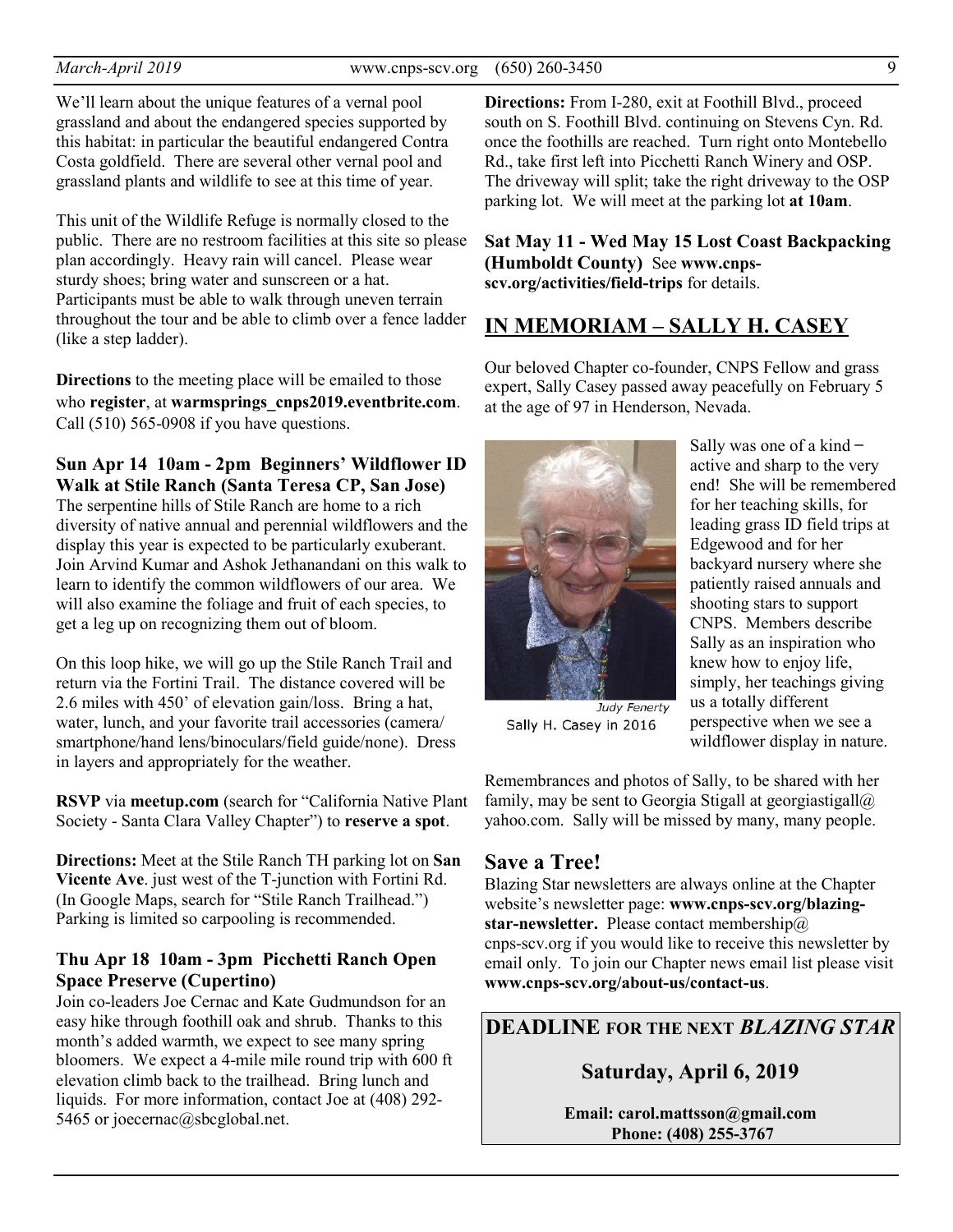We'll learn about the unique features of a vernal pool grassland and about the endangered species supported by this habitat: in particular the beautiful endangered Contra Costa goldfield. There are several other vernal pool and grassland plants and wildlife to see at this time of year.

This unit of the Wildlife Refuge is normally closed to the public. There are no restroom facilities at this site so please plan accordingly. Heavy rain will cancel. Please wear sturdy shoes; bring water and sunscreen or a hat. Participants must be able to walk through uneven terrain throughout the tour and be able to climb over a fence ladder (like a step ladder).

**Directions** to the meeting place will be emailed to those who **register**, at **warmsprings_cnps2019.eventbrite.com**. Call (510) 565-0908 if you have questions.

**Sun Apr 14 10am - 2pm Beginners' Wildflower ID Walk at Stile Ranch (Santa Teresa CP, San Jose)**

The serpentine hills of Stile Ranch are home to a rich diversity of native annual and perennial wildflowers and the display this year is expected to be particularly exuberant. Join Arvind Kumar and Ashok Jethanandani on this walk to learn to identify the common wildflowers of our area. We will also examine the foliage and fruit of each species, to get a leg up on recognizing them out of bloom.

On this loop hike, we will go up the Stile Ranch Trail and return via the Fortini Trail. The distance covered will be 2.6 miles with 450' of elevation gain/loss. Bring a hat, water, lunch, and your favorite trail accessories (camera/ smartphone/hand lens/binoculars/field guide/none). Dress in layers and appropriately for the weather.

**RSVP** via **meetup.com** (search for "California Native Plant Society - Santa Clara Valley Chapter") to **reserve a spot**.

**Directions:** Meet at the Stile Ranch TH parking lot on **San Vicente Ave**. just west of the T-junction with Fortini Rd. (In Google Maps, search for "Stile Ranch Trailhead.") Parking is limited so carpooling is recommended.

**Thu Apr 18 10am - 3pm Picchetti Ranch Open Space Preserve (Cupertino)**

Join co-leaders Joe Cernac and Kate Gudmundson for an easy hike through foothill oak and shrub. Thanks to this month's added warmth, we expect to see many spring bloomers. We expect a 4-mile mile round trip with 600 ft elevation climb back to the trailhead. Bring lunch and liquids. For more information, contact Joe at (408) 292-5465 or joecernac@sbcglobal.net.

**Directions:** From I-280, exit at Foothill Blvd., proceed south on S. Foothill Blvd. continuing on Stevens Cyn. Rd. once the foothills are reached. Turn right onto Montebello Rd., take first left into Picchetti Ranch Winery and OSP. The driveway will split; take the right driveway to the OSP parking lot. We will meet at the parking lot **at 10am**.

**Sat May 11 - Wed May 15 Lost Coast Backpacking (Humboldt County)** See **www.cnps-scv.org/activities/field-trips** for details.

## IN MEMORIAM – SALLY H. CASEY

Our beloved Chapter co-founder, CNPS Fellow and grass expert, Sally Casey passed away peacefully on February 5 at the age of 97 in Henderson, Nevada.

*Judy Fenerty*

Sally H. Casey in 2016

Sally was one of a kind – active and sharp to the very end! She will be remembered for her teaching skills, for leading grass ID field trips at Edgewood and for her backyard nursery where she patiently raised annuals and shooting stars to support CNPS. Members describe Sally as an inspiration who knew how to enjoy life, simply, her teachings giving us a totally different perspective when we see a wildflower display in nature.

Remembrances and photos of Sally, to be shared with her family, may be sent to Georgia Stigall at georgiastigall@yahoo.com. Sally will be missed by many, many people.

## Save a Tree!

Blazing Star newsletters are always online at the Chapter website's newsletter page: **www.cnps-scv.org/blazing-star-newsletter.** Please contact membership@cnps-scv.org if you would like to receive this newsletter by email only. To join our Chapter news email list please visit **www.cnps-scv.org/about-us/contact-us**.

**DEADLINE FOR THE NEXT *BLAZING STAR***

**Saturday, April 6, 2019**

**Email: carol.mattsson@gmail.com**
**Phone: (408) 255-3767**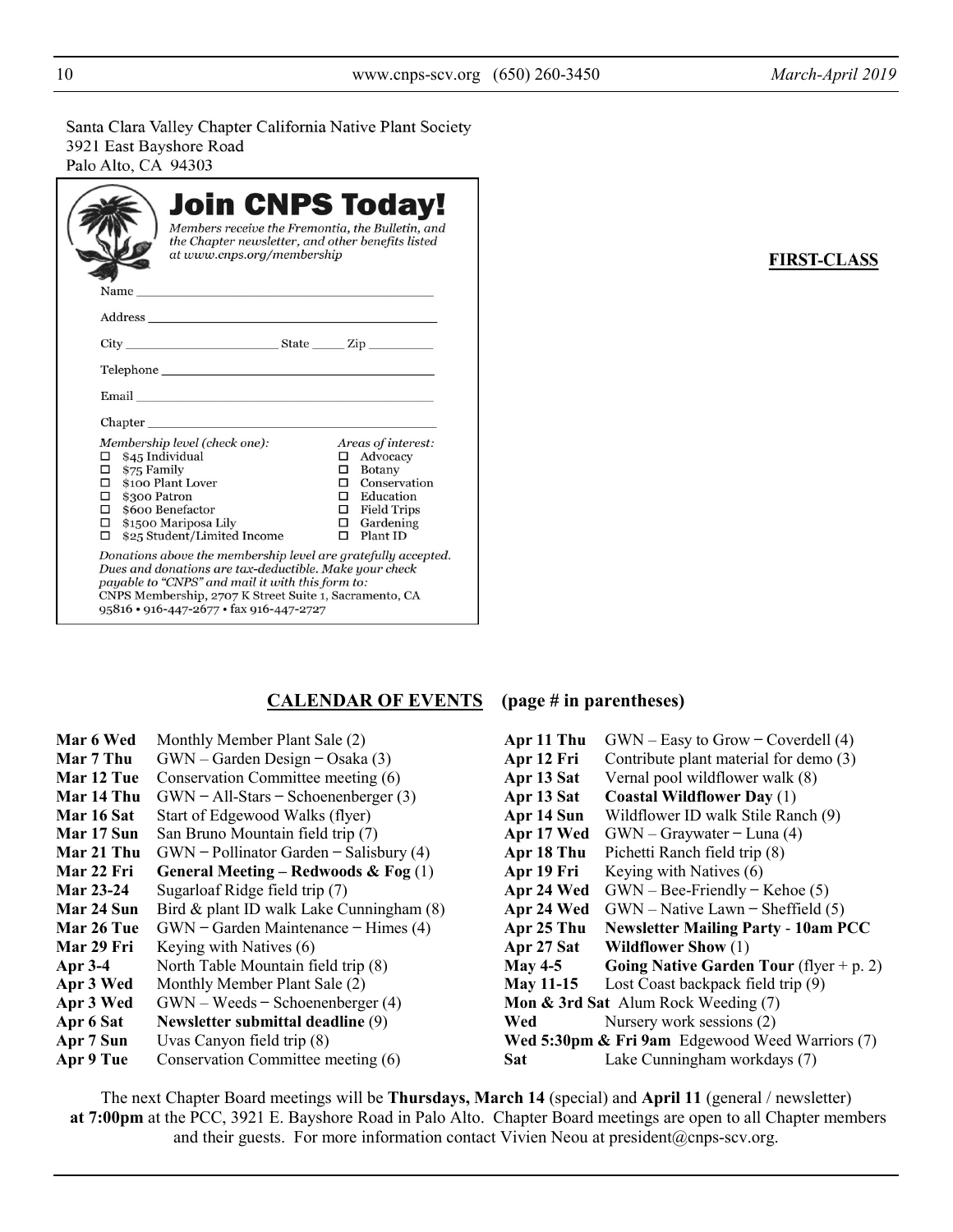Santa Clara Valley Chapter California Native Plant Society
3921 East Bayshore Road
Palo Alto, CA 94303

**FIRST-CLASS**

## Join CNPS Today!

*Members receive the Fremontia, the Bulletin, and the Chapter newsletter, and other benefits listed at www.cnps.org/membership*

Name ______________________________

Address ______________________________

City ________________ State _____ Zip _________

Telephone ______________________________

Email ______________________________

Chapter ______________________________

*Membership level (check one):*

- ☐ $45 Individual
- ☐ $75 Family
- ☐ $100 Plant Lover
- ☐ $300 Patron
- ☐ $600 Benefactor
- ☐ $1500 Mariposa Lily
- ☐ $25 Student/Limited Income

*Areas of interest:*

- ☐ Advocacy
- ☐ Botany
- ☐ Conservation
- ☐ Education
- ☐ Field Trips
- ☐ Gardening
- ☐ Plant ID

*Donations above the membership level are gratefully accepted. Dues and donations are tax-deductible. Make your check payable to "CNPS" and mail it with this form to:*
CNPS Membership, 2707 K Street Suite 1, Sacramento, CA 95816 • 916-447-2677 • fax 916-447-2727

## CALENDAR OF EVENTS (page # in parentheses)

| | |
|---|---|
| **Mar 6 Wed** | Monthly Member Plant Sale (2) |
| **Mar 7 Thu** | GWN – Garden Design – Osaka (3) |
| **Mar 12 Tue** | Conservation Committee meeting (6) |
| **Mar 14 Thu** | GWN – All-Stars – Schoenenberger (3) |
| **Mar 16 Sat** | Start of Edgewood Walks (flyer) |
| **Mar 17 Sun** | San Bruno Mountain field trip (7) |
| **Mar 21 Thu** | GWN – Pollinator Garden – Salisbury (4) |
| **Mar 22 Fri** | **General Meeting – Redwoods & Fog** (1) |
| **Mar 23-24** | Sugarloaf Ridge field trip (7) |
| **Mar 24 Sun** | Bird & plant ID walk Lake Cunningham (8) |
| **Mar 26 Tue** | GWN – Garden Maintenance – Himes (4) |
| **Mar 29 Fri** | Keying with Natives (6) |
| **Apr 3-4** | North Table Mountain field trip (8) |
| **Apr 3 Wed** | Monthly Member Plant Sale (2) |
| **Apr 3 Wed** | GWN – Weeds – Schoenenberger (4) |
| **Apr 6 Sat** | **Newsletter submittal deadline** (9) |
| **Apr 7 Sun** | Uvas Canyon field trip (8) |
| **Apr 9 Tue** | Conservation Committee meeting (6) |
| **Apr 11 Thu** | GWN – Easy to Grow – Coverdell (4) |
| **Apr 12 Fri** | Contribute plant material for demo (3) |
| **Apr 13 Sat** | Vernal pool wildflower walk (8) |
| **Apr 13 Sat** | **Coastal Wildflower Day** (1) |
| **Apr 14 Sun** | Wildflower ID walk Stile Ranch (9) |
| **Apr 17 Wed** | GWN – Graywater – Luna (4) |
| **Apr 18 Thu** | Pichetti Ranch field trip (8) |
| **Apr 19 Fri** | Keying with Natives (6) |
| **Apr 24 Wed** | GWN – Bee-Friendly – Kehoe (5) |
| **Apr 24 Wed** | GWN – Native Lawn – Sheffield (5) |
| **Apr 25 Thu** | **Newsletter Mailing Party - 10am PCC** |
| **Apr 27 Sat** | **Wildflower Show** (1) |
| **May 4-5** | **Going Native Garden Tour** (flyer + p. 2) |
| **May 11-15** | Lost Coast backpack field trip (9) |
| **Mon & 3rd Sat** | Alum Rock Weeding (7) |
| **Wed** | Nursery work sessions (2) |
| **Wed 5:30pm & Fri 9am** | Edgewood Weed Warriors (7) |
| **Sat** | Lake Cunningham workdays (7) |

The next Chapter Board meetings will be **Thursdays, March 14** (special) and **April 11** (general / newsletter) **at 7:00pm** at the PCC, 3921 E. Bayshore Road in Palo Alto. Chapter Board meetings are open to all Chapter members and their guests. For more information contact Vivien Neou at president@cnps-scv.org.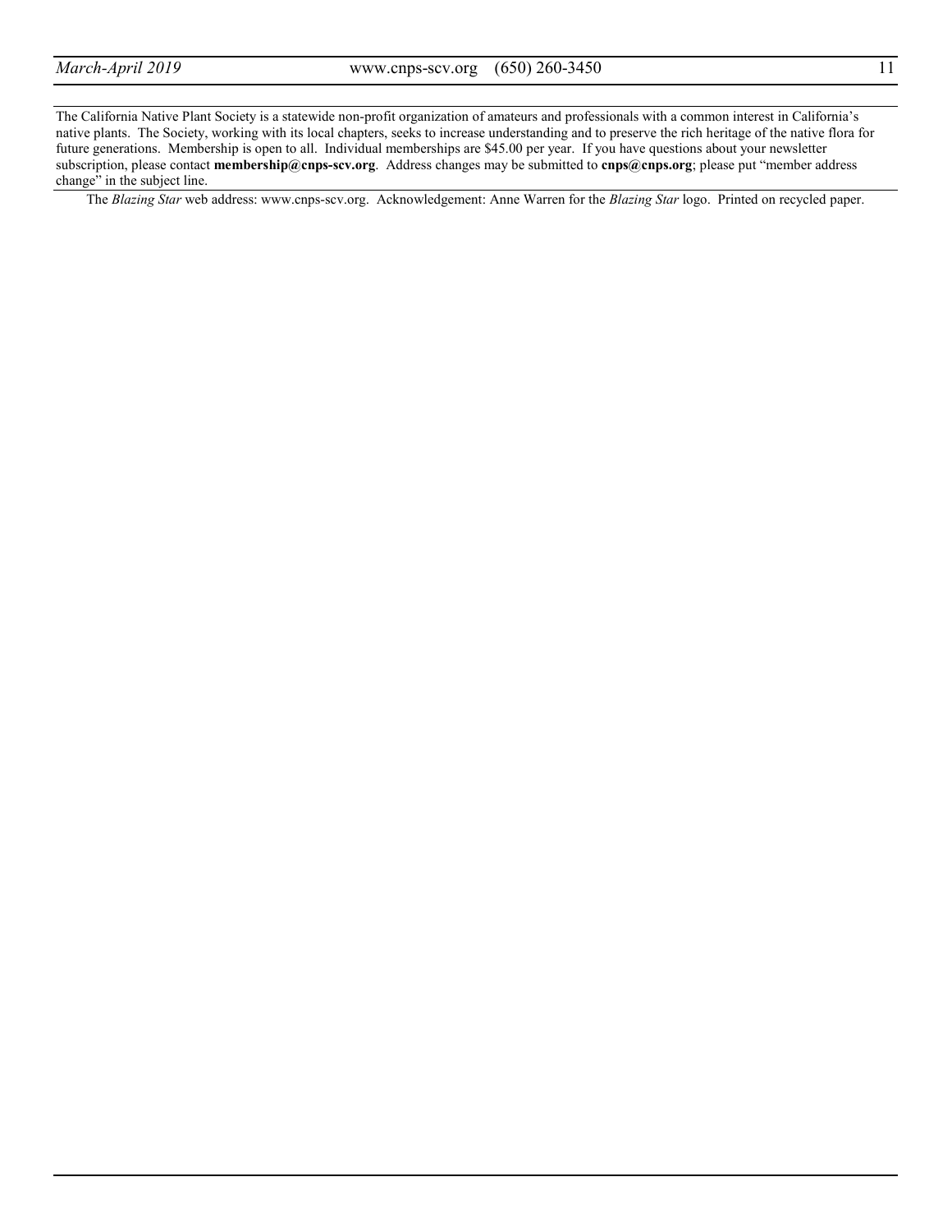The California Native Plant Society is a statewide non-profit organization of amateurs and professionals with a common interest in California's native plants. The Society, working with its local chapters, seeks to increase understanding and to preserve the rich heritage of the native flora for future generations. Membership is open to all. Individual memberships are $45.00 per year. If you have questions about your newsletter subscription, please contact **membership@cnps-scv.org**. Address changes may be submitted to **cnps@cnps.org**; please put "member address change" in the subject line.

The *Blazing Star* web address: www.cnps-scv.org. Acknowledgement: Anne Warren for the *Blazing Star* logo. Printed on recycled paper.